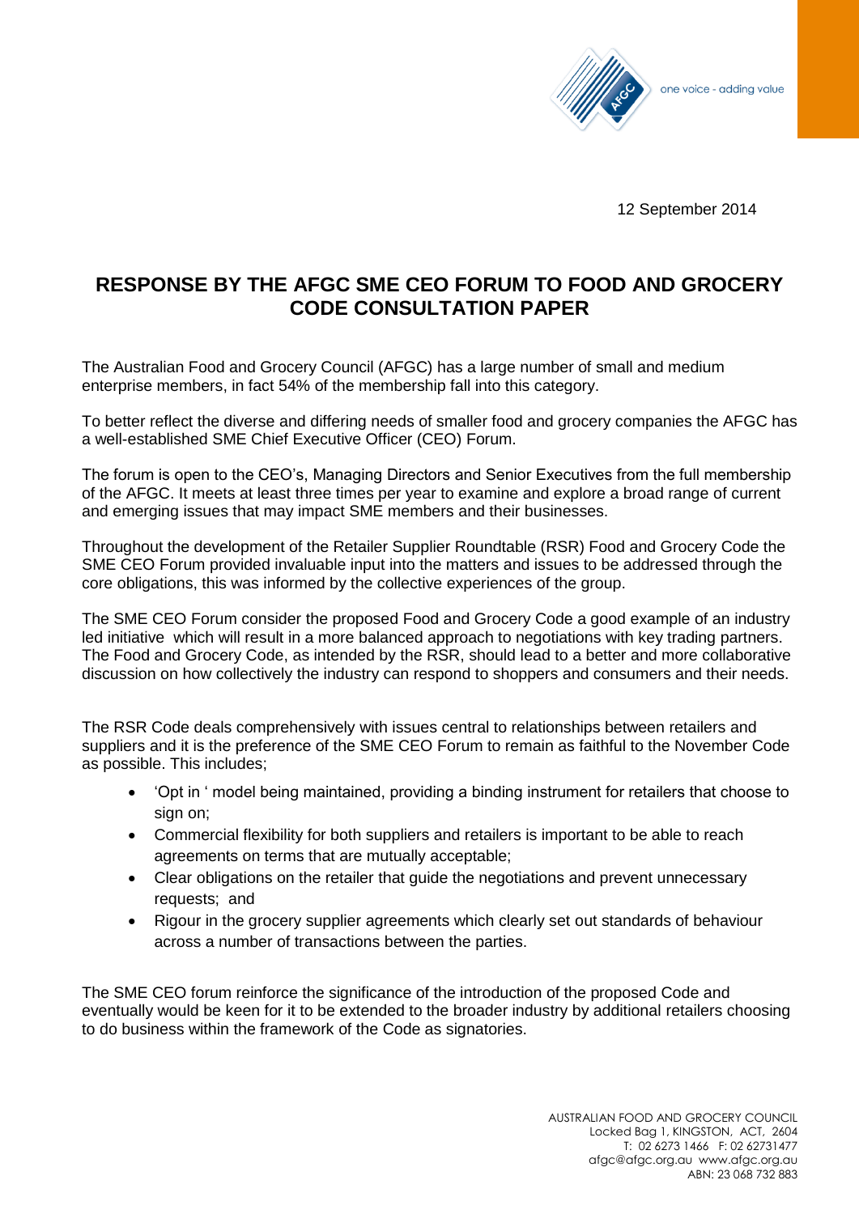one voice - adding value

12 September 2014

# RESPONSE BY THE AFGC SME CEO FORUM TO FOOD AND GROCERY CODE CONSULTATION PAPER

The Australian Food and Grocery Council (AFGC) has a large number of small and medium enterprise members, in fact 54% of the membership fall into this category.

To better reflect the diverse and differing needs of smaller food and grocery companies the AFGC has a well-established SME Chief Executive Officer (CEO) Forum.

The forum is open to the CEO's, Managing Directors and Senior Executives from the full membership of the AFGC. It meets at least three times per year to examine and explore a broad range of current and emerging issues that may impact SME members and their businesses.

Throughout the development of the Retailer Supplier Roundtable (RSR) Food and Grocery Code the SME CEO Forum provided invaluable input into the matters and issues to be addressed through the core obligations, this was informed by the collective experiences of the group.

The SME CEO Forum consider the proposed Food and Grocery Code a good example of an industry led initiative which will result in a more balanced approach to negotiations with key trading partners. The Food and Grocery Code, as intended by the RSR, should lead to a better and more collaborative discussion on how collectively the industry can respond to shoppers and consumers and their needs.

The RSR Code deals comprehensively with issues central to relationships between retailers and suppliers and it is the preference of the SME CEO Forum to remain as faithful to the November Code as possible. This includes;

- 'Opt in ' model being maintained, providing a binding instrument for retailers that choose to sign on;
- Commercial flexibility for both suppliers and retailers is important to be able to reach agreements on terms that are mutually acceptable;
- Clear obligations on the retailer that guide the negotiations and prevent unnecessary requests; and
- Rigour in the grocery supplier agreements which clearly set out standards of behaviour across a number of transactions between the parties.

The SME CEO forum reinforce the significance of the introduction of the proposed Code and eventually would be keen for it to be extended to the broader industry by additional retailers choosing to do business within the framework of the Code as signatories.

AUSTRALIAN FOOD AND GROCERY COUNCIL
Locked Bag 1, KINGSTON, ACT, 2604
T: 02 6273 1466 F: 02 62731477
afgc@afgc.org.au www.afgc.org.au
ABN: 23 068 732 883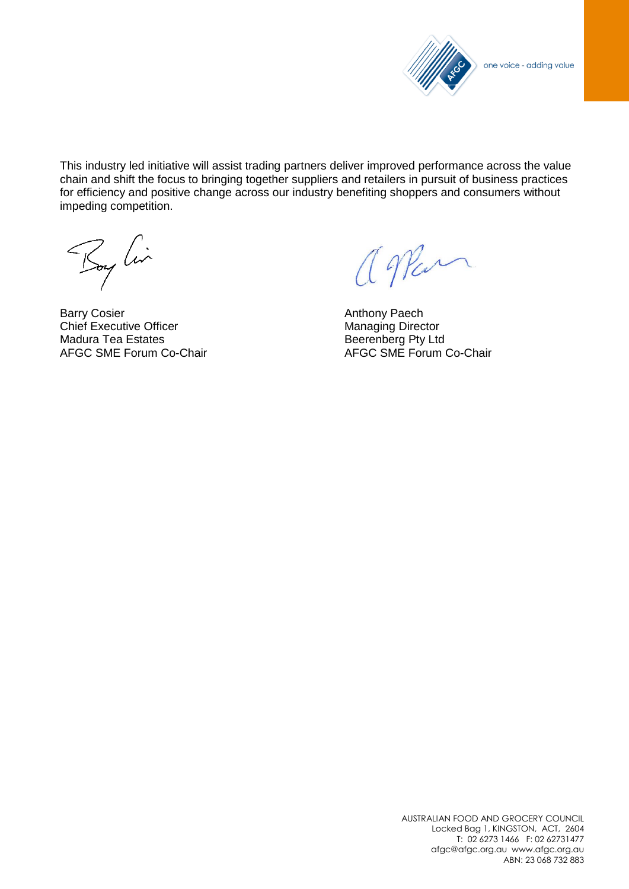This industry led initiative will assist trading partners deliver improved performance across the value chain and shift the focus to bringing together suppliers and retailers in pursuit of business practices for efficiency and positive change across our industry benefiting shoppers and consumers without impeding competition.

Barry Cosier
Chief Executive Officer
Madura Tea Estates
AFGC SME Forum Co-Chair

Anthony Paech
Managing Director
Beerenberg Pty Ltd
AFGC SME Forum Co-Chair

AUSTRALIAN FOOD AND GROCERY COUNCIL
Locked Bag 1, KINGSTON, ACT, 2604
T: 02 6273 1466 F: 02 62731477
afgc@afgc.org.au www.afgc.org.au
ABN: 23 068 732 883